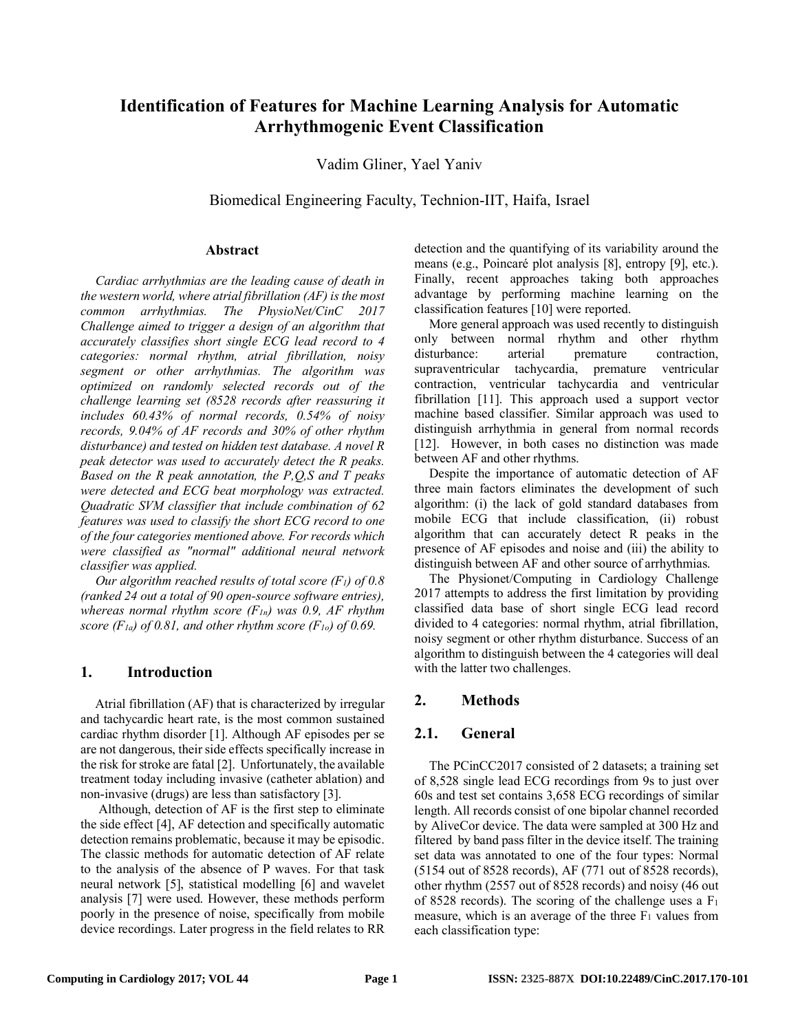# Identification of Features for Machine Learning Analysis for Automatic Arrhythmogenic Event Classification

Vadim Gliner, Yael Yaniv

Biomedical Engineering Faculty, Technion-IIT, Haifa, Israel

## Abstract

*Cardiac arrhythmias are the leading cause of death in the western world, where atrial fibrillation (AF) is the most common arrhythmias. The PhysioNet/CinC 2017 Challenge aimed to trigger a design of an algorithm that accurately classifies short single ECG lead record to 4 categories: normal rhythm, atrial fibrillation, noisy segment or other arrhythmias. The algorithm was optimized on randomly selected records out of the challenge learning set (8528 records after reassuring it includes 60.43% of normal records, 0.54% of noisy records, 9.04% of AF records and 30% of other rhythm disturbance) and tested on hidden test database. A novel R peak detector was used to accurately detect the R peaks. Based on the R peak annotation, the P,Q,S and T peaks were detected and ECG beat morphology was extracted. Quadratic SVM classifier that include combination of 62 features was used to classify the short ECG record to one of the four categories mentioned above. For records which were classified as "normal" additional neural network classifier was applied.*

*Our algorithm reached results of total score ($F_1$) of 0.8 (ranked 24 out a total of 90 open-source software entries), whereas normal rhythm score ($F_{1n}$) was 0.9, AF rhythm score ($F_{1a}$) of 0.81, and other rhythm score ($F_{1o}$) of 0.69.*

## 1. Introduction

Atrial fibrillation (AF) that is characterized by irregular and tachycardic heart rate, is the most common sustained cardiac rhythm disorder [1]. Although AF episodes per se are not dangerous, their side effects specifically increase in the risk for stroke are fatal [2]. Unfortunately, the available treatment today including invasive (catheter ablation) and non-invasive (drugs) are less than satisfactory [3].

Although, detection of AF is the first step to eliminate the side effect [4], AF detection and specifically automatic detection remains problematic, because it may be episodic. The classic methods for automatic detection of AF relate to the analysis of the absence of P waves. For that task neural network [5], statistical modelling [6] and wavelet analysis [7] were used. However, these methods perform poorly in the presence of noise, specifically from mobile device recordings. Later progress in the field relates to RR detection and the quantifying of its variability around the means (e.g., Poincaré plot analysis [8], entropy [9], etc.). Finally, recent approaches taking both approaches advantage by performing machine learning on the classification features [10] were reported.

More general approach was used recently to distinguish only between normal rhythm and other rhythm disturbance: arterial premature contraction, supraventricular tachycardia, premature ventricular contraction, ventricular tachycardia and ventricular fibrillation [11]. This approach used a support vector machine based classifier. Similar approach was used to distinguish arrhythmia in general from normal records [12]. However, in both cases no distinction was made between AF and other rhythms.

Despite the importance of automatic detection of AF three main factors eliminates the development of such algorithm: (i) the lack of gold standard databases from mobile ECG that include classification, (ii) robust algorithm that can accurately detect R peaks in the presence of AF episodes and noise and (iii) the ability to distinguish between AF and other source of arrhythmias.

The Physionet/Computing in Cardiology Challenge 2017 attempts to address the first limitation by providing classified data base of short single ECG lead record divided to 4 categories: normal rhythm, atrial fibrillation, noisy segment or other rhythm disturbance. Success of an algorithm to distinguish between the 4 categories will deal with the latter two challenges.

## 2. Methods

### 2.1. General

The PCinCC2017 consisted of 2 datasets; a training set of 8,528 single lead ECG recordings from 9s to just over 60s and test set contains 3,658 ECG recordings of similar length. All records consist of one bipolar channel recorded by AliveCor device. The data were sampled at 300 Hz and filtered by band pass filter in the device itself. The training set data was annotated to one of the four types: Normal (5154 out of 8528 records), AF (771 out of 8528 records), other rhythm (2557 out of 8528 records) and noisy (46 out of 8528 records). The scoring of the challenge uses a $F_1$ measure, which is an average of the three $F_1$ values from each classification type: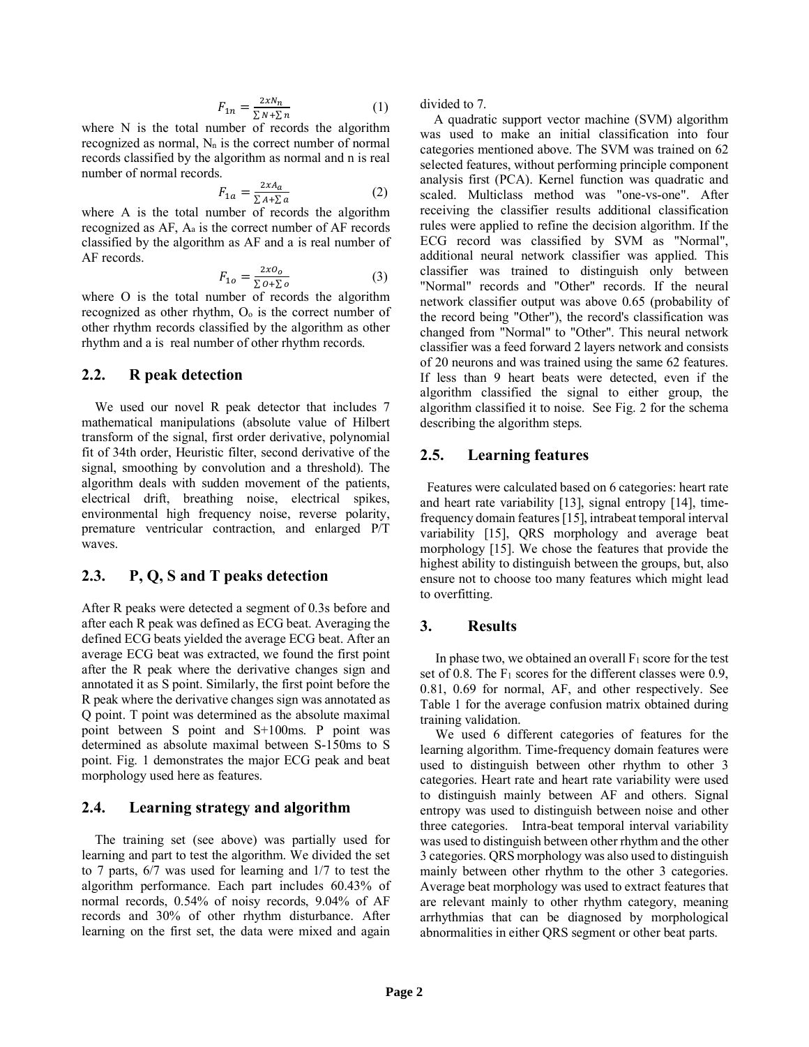$$F_{1n} = \frac{2xN_n}{\sum N + \sum n} \quad (1)$$

where N is the total number of records the algorithm recognized as normal, $N_n$ is the correct number of normal records classified by the algorithm as normal and n is real number of normal records.

$$F_{1a} = \frac{2xA_a}{\sum A + \sum a} \quad (2)$$

where A is the total number of records the algorithm recognized as AF, $A_a$ is the correct number of AF records classified by the algorithm as AF and a is real number of AF records.

$$F_{1o} = \frac{2xO_o}{\sum O + \sum o} \quad (3)$$

where O is the total number of records the algorithm recognized as other rhythm, $O_o$ is the correct number of other rhythm records classified by the algorithm as other rhythm and a is real number of other rhythm records.

## 2.2. R peak detection

We used our novel R peak detector that includes 7 mathematical manipulations (absolute value of Hilbert transform of the signal, first order derivative, polynomial fit of 34th order, Heuristic filter, second derivative of the signal, smoothing by convolution and a threshold). The algorithm deals with sudden movement of the patients, electrical drift, breathing noise, electrical spikes, environmental high frequency noise, reverse polarity, premature ventricular contraction, and enlarged P/T waves.

## 2.3. P, Q, S and T peaks detection

After R peaks were detected a segment of 0.3s before and after each R peak was defined as ECG beat. Averaging the defined ECG beats yielded the average ECG beat. After an average ECG beat was extracted, we found the first point after the R peak where the derivative changes sign and annotated it as S point. Similarly, the first point before the R peak where the derivative changes sign was annotated as Q point. T point was determined as the absolute maximal point between S point and S+100ms. P point was determined as absolute maximal between S-150ms to S point. Fig. 1 demonstrates the major ECG peak and beat morphology used here as features.

## 2.4. Learning strategy and algorithm

The training set (see above) was partially used for learning and part to test the algorithm. We divided the set to 7 parts, 6/7 was used for learning and 1/7 to test the algorithm performance. Each part includes 60.43% of normal records, 0.54% of noisy records, 9.04% of AF records and 30% of other rhythm disturbance. After learning on the first set, the data were mixed and again divided to 7.

A quadratic support vector machine (SVM) algorithm was used to make an initial classification into four categories mentioned above. The SVM was trained on 62 selected features, without performing principle component analysis first (PCA). Kernel function was quadratic and scaled. Multiclass method was "one-vs-one". After receiving the classifier results additional classification rules were applied to refine the decision algorithm. If the ECG record was classified by SVM as "Normal", additional neural network classifier was applied. This classifier was trained to distinguish only between "Normal" records and "Other" records. If the neural network classifier output was above 0.65 (probability of the record being "Other"), the record's classification was changed from "Normal" to "Other". This neural network classifier was a feed forward 2 layers network and consists of 20 neurons and was trained using the same 62 features. If less than 9 heart beats were detected, even if the algorithm classified the signal to either group, the algorithm classified it to noise. See Fig. 2 for the schema describing the algorithm steps.

## 2.5. Learning features

Features were calculated based on 6 categories: heart rate and heart rate variability [13], signal entropy [14], time-frequency domain features [15], intrabeat temporal interval variability [15], QRS morphology and average beat morphology [15]. We chose the features that provide the highest ability to distinguish between the groups, but, also ensure not to choose too many features which might lead to overfitting.

# 3. Results

In phase two, we obtained an overall $F_1$ score for the test set of 0.8. The $F_1$ scores for the different classes were 0.9, 0.81, 0.69 for normal, AF, and other respectively. See Table 1 for the average confusion matrix obtained during training validation.

We used 6 different categories of features for the learning algorithm. Time-frequency domain features were used to distinguish between other rhythm to other 3 categories. Heart rate and heart rate variability were used to distinguish mainly between AF and others. Signal entropy was used to distinguish between noise and other three categories. Intra-beat temporal interval variability was used to distinguish between other rhythm and the other 3 categories. QRS morphology was also used to distinguish mainly between other rhythm to the other 3 categories. Average beat morphology was used to extract features that are relevant mainly to other rhythm category, meaning arrhythmias that can be diagnosed by morphological abnormalities in either QRS segment or other beat parts.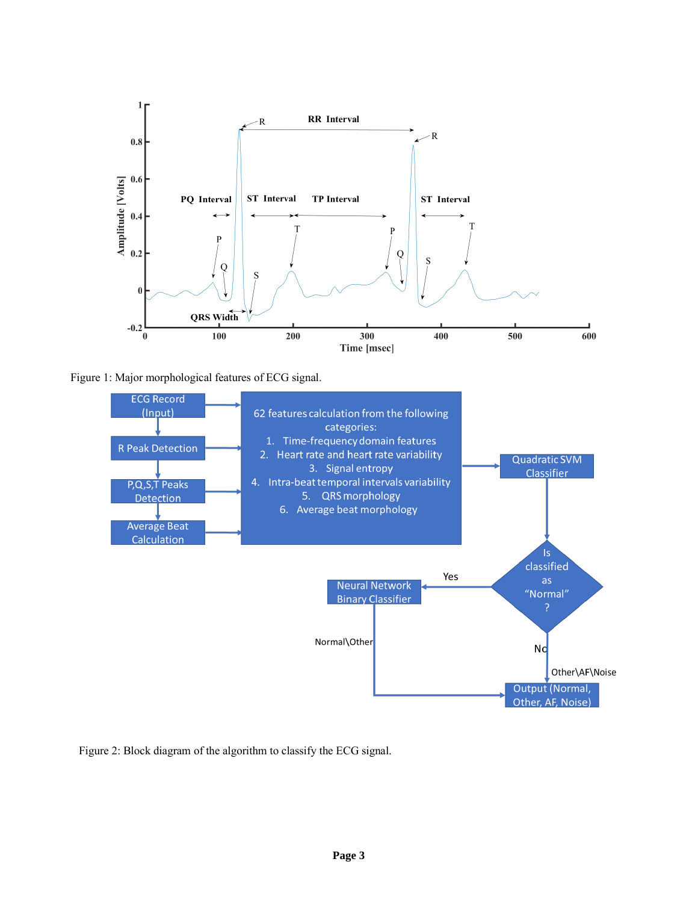Figure 1: Major morphological features of ECG signal.

Figure 2: Block diagram of the algorithm to classify the ECG signal.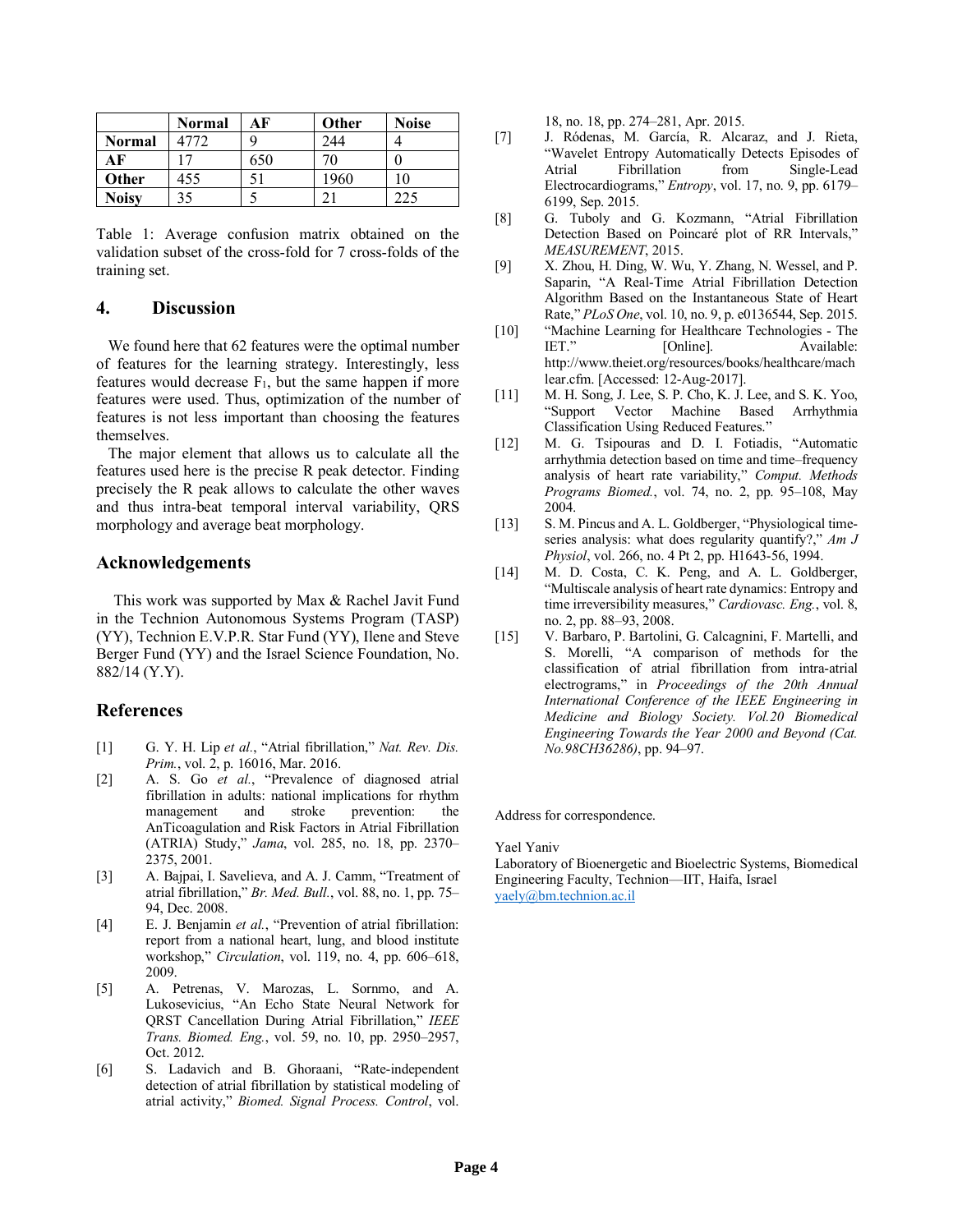| | Normal | AF | Other | Noise |
|---|---|---|---|---|
| **Normal** | 4772 | 9 | 244 | 4 |
| **AF** | 17 | 650 | 70 | 0 |
| **Other** | 455 | 51 | 1960 | 10 |
| **Noisy** | 35 | 5 | 21 | 225 |

Table 1: Average confusion matrix obtained on the validation subset of the cross-fold for 7 cross-folds of the training set.

## 4. Discussion

We found here that 62 features were the optimal number of features for the learning strategy. Interestingly, less features would decrease $F_1$, but the same happen if more features were used. Thus, optimization of the number of features is not less important than choosing the features themselves.

The major element that allows us to calculate all the features used here is the precise R peak detector. Finding precisely the R peak allows to calculate the other waves and thus intra-beat temporal interval variability, QRS morphology and average beat morphology.

## Acknowledgements

This work was supported by Max & Rachel Javit Fund in the Technion Autonomous Systems Program (TASP) (YY), Technion E.V.P.R. Star Fund (YY), Ilene and Steve Berger Fund (YY) and the Israel Science Foundation, No. 882/14 (Y.Y).

## References

[1] G. Y. H. Lip *et al.*, "Atrial fibrillation," *Nat. Rev. Dis. Prim.*, vol. 2, p. 16016, Mar. 2016.

[2] A. S. Go *et al.*, "Prevalence of diagnosed atrial fibrillation in adults: national implications for rhythm management and stroke prevention: the AnTicoagulation and Risk Factors in Atrial Fibrillation (ATRIA) Study," *Jama*, vol. 285, no. 18, pp. 2370–2375, 2001.

[3] A. Bajpai, I. Savelieva, and A. J. Camm, "Treatment of atrial fibrillation," *Br. Med. Bull.*, vol. 88, no. 1, pp. 75–94, Dec. 2008.

[4] E. J. Benjamin *et al.*, "Prevention of atrial fibrillation: report from a national heart, lung, and blood institute workshop," *Circulation*, vol. 119, no. 4, pp. 606–618, 2009.

[5] A. Petrenas, V. Marozas, L. Sornmo, and A. Lukosevicius, "An Echo State Neural Network for QRST Cancellation During Atrial Fibrillation," *IEEE Trans. Biomed. Eng.*, vol. 59, no. 10, pp. 2950–2957, Oct. 2012.

[6] S. Ladavich and B. Ghoraani, "Rate-independent detection of atrial fibrillation by statistical modeling of atrial activity," *Biomed. Signal Process. Control*, vol. 18, no. 18, pp. 274–281, Apr. 2015.

[7] J. Ródenas, M. García, R. Alcaraz, and J. Rieta, "Wavelet Entropy Automatically Detects Episodes of Atrial Fibrillation from Single-Lead Electrocardiograms," *Entropy*, vol. 17, no. 9, pp. 6179–6199, Sep. 2015.

[8] G. Tuboly and G. Kozmann, "Atrial Fibrillation Detection Based on Poincaré plot of RR Intervals," *MEASUREMENT*, 2015.

[9] X. Zhou, H. Ding, W. Wu, Y. Zhang, N. Wessel, and P. Saparin, "A Real-Time Atrial Fibrillation Detection Algorithm Based on the Instantaneous State of Heart Rate," *PLoS One*, vol. 10, no. 9, p. e0136544, Sep. 2015.

[10] "Machine Learning for Healthcare Technologies - The IET." [Online]. Available: http://www.theiet.org/resources/books/healthcare/machlear.cfm. [Accessed: 12-Aug-2017].

[11] M. H. Song, J. Lee, S. P. Cho, K. J. Lee, and S. K. Yoo, "Support Vector Machine Based Arrhythmia Classification Using Reduced Features."

[12] M. G. Tsipouras and D. I. Fotiadis, "Automatic arrhythmia detection based on time and time–frequency analysis of heart rate variability," *Comput. Methods Programs Biomed.*, vol. 74, no. 2, pp. 95–108, May 2004.

[13] S. M. Pincus and A. L. Goldberger, "Physiological time-series analysis: what does regularity quantify?," *Am J Physiol*, vol. 266, no. 4 Pt 2, pp. H1643-56, 1994.

[14] M. D. Costa, C. K. Peng, and A. L. Goldberger, "Multiscale analysis of heart rate dynamics: Entropy and time irreversibility measures," *Cardiovasc. Eng.*, vol. 8, no. 2, pp. 88–93, 2008.

[15] V. Barbaro, P. Bartolini, G. Calcagnini, F. Martelli, and S. Morelli, "A comparison of methods for the classification of atrial fibrillation from intra-atrial electrograms," in *Proceedings of the 20th Annual International Conference of the IEEE Engineering in Medicine and Biology Society. Vol.20 Biomedical Engineering Towards the Year 2000 and Beyond (Cat. No.98CH36286)*, pp. 94–97.

Address for correspondence.

Yael Yaniv
Laboratory of Bioenergetic and Bioelectric Systems, Biomedical Engineering Faculty, Technion—IIT, Haifa, Israel
yaely@bm.technion.ac.il